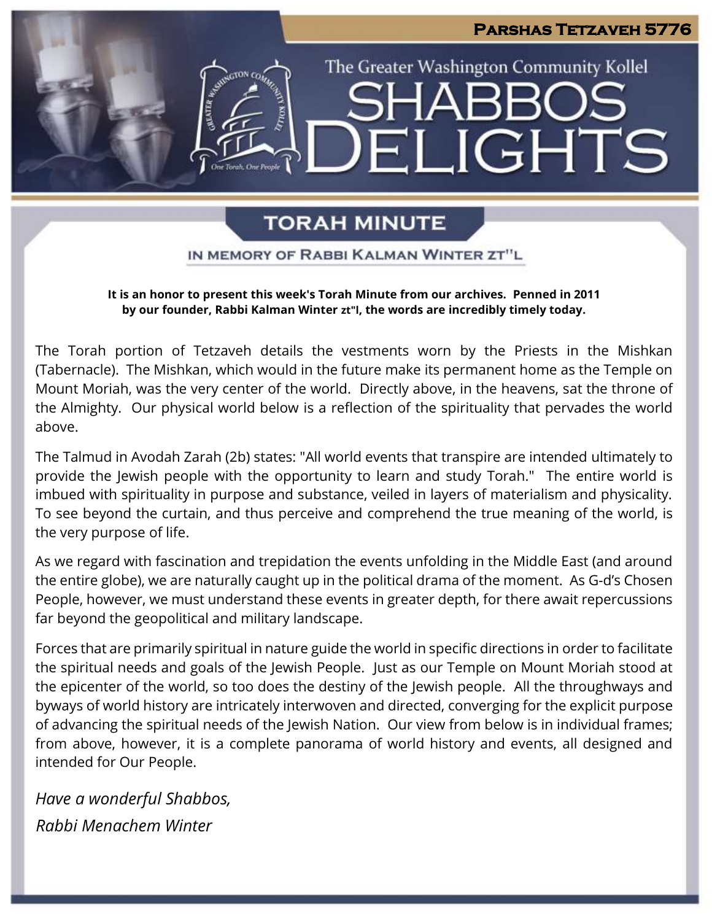# Parshas Tetzaveh 5776

The Greater Washington Community Kollel

# SHABBOS DELIGHTS

## TORAH MINUTE

### IN MEMORY OF RABBI KALMAN WINTER ZT"L

**It is an honor to present this week's Torah Minute from our archives. Penned in 2011 by our founder, Rabbi Kalman Winter zt"l, the words are incredibly timely today.**

The Torah portion of Tetzaveh details the vestments worn by the Priests in the Mishkan (Tabernacle). The Mishkan, which would in the future make its permanent home as the Temple on Mount Moriah, was the very center of the world. Directly above, in the heavens, sat the throne of the Almighty. Our physical world below is a reflection of the spirituality that pervades the world above.

The Talmud in Avodah Zarah (2b) states: "All world events that transpire are intended ultimately to provide the Jewish people with the opportunity to learn and study Torah." The entire world is imbued with spirituality in purpose and substance, veiled in layers of materialism and physicality. To see beyond the curtain, and thus perceive and comprehend the true meaning of the world, is the very purpose of life.

As we regard with fascination and trepidation the events unfolding in the Middle East (and around the entire globe), we are naturally caught up in the political drama of the moment. As G-d's Chosen People, however, we must understand these events in greater depth, for there await repercussions far beyond the geopolitical and military landscape.

Forces that are primarily spiritual in nature guide the world in specific directions in order to facilitate the spiritual needs and goals of the Jewish People. Just as our Temple on Mount Moriah stood at the epicenter of the world, so too does the destiny of the Jewish people. All the throughways and byways of world history are intricately interwoven and directed, converging for the explicit purpose of advancing the spiritual needs of the Jewish Nation. Our view from below is in individual frames; from above, however, it is a complete panorama of world history and events, all designed and intended for Our People.

*Have a wonderful Shabbos,*

*Rabbi Menachem Winter*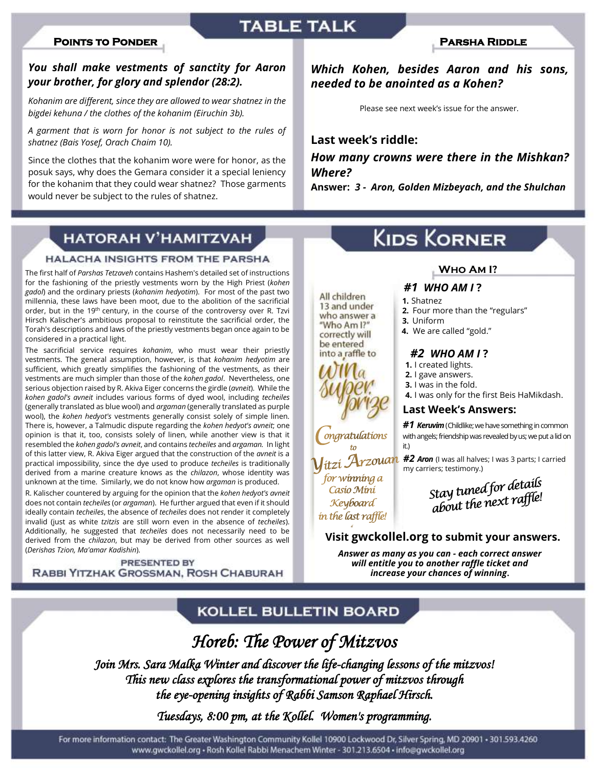# TABLE TALK

## Points to Ponder

***You shall make vestments of sanctity for Aaron your brother, for glory and splendor (28:2).***

*Kohanim are different, since they are allowed to wear shatnez in the bigdei kehuna / the clothes of the kohanim (Eiruchin 3b).*

*A garment that is worn for honor is not subject to the rules of shatnez (Bais Yosef, Orach Chaim 10).*

Since the clothes that the kohanim wore were for honor, as the posuk says, why does the Gemara consider it a special leniency for the kohanim that they could wear shatnez? Those garments would never be subject to the rules of shatnez.

## Parsha Riddle

***Which Kohen, besides Aaron and his sons, needed to be anointed as a Kohen?***

Please see next week's issue for the answer.

**Last week's riddle:**

***How many crowns were there in the Mishkan? Where?***

**Answer:** ***3 - Aron, Golden Mizbeyach, and the Shulchan***

# HATORAH V'HAMITZVAH

## HALACHA INSIGHTS FROM THE PARSHA

The first half of *Parshas Tetzaveh* contains Hashem's detailed set of instructions for the fashioning of the priestly vestments worn by the High Priest (*kohen gadol*) and the ordinary priests (*kohanim hedyotim*). For most of the past two millennia, these laws have been moot, due to the abolition of the sacrificial order, but in the 19th century, in the course of the controversy over R. Tzvi Hirsch Kalischer's ambitious proposal to reinstitute the sacrificial order, the Torah's descriptions and laws of the priestly vestments began once again to be considered in a practical light.

The sacrificial service requires *kohanim*, who must wear their priestly vestments. The general assumption, however, is that *kohanim hedyotim* are sufficient, which greatly simplifies the fashioning of the vestments, as their vestments are much simpler than those of the *kohen gadol*. Nevertheless, one serious objection raised by R. Akiva Eiger concerns the girdle (*avneit*). While the *kohen gadol's avneit* includes various forms of dyed wool, including *techeiles* (generally translated as blue wool) and *argaman* (generally translated as purple wool), the *kohen hedyot's* vestments generally consist solely of simple linen. There is, however, a Talmudic dispute regarding the *kohen hedyot's avneit*; one opinion is that it, too, consists solely of linen, while another view is that it resembled the *kohen gadol's avneit*, and contains *techeiles* and *argaman.* In light of this latter view, R. Akiva Eiger argued that the construction of the *avneit* is a practical impossibility, since the dye used to produce *techeiles* is traditionally derived from a marine creature knows as the *chilazon*, whose identity was unknown at the time. Similarly, we do not know how *argaman* is produced.

R. Kalischer countered by arguing for the opinion that the *kohen hedyot's avneit* does not contain *techeiles* (or *argaman*). He further argued that even if it should ideally contain *techeiles*, the absence of *techeiles* does not render it completely invalid (just as white *tzitzis* are still worn even in the absence of *techeiles*). Additionally, he suggested that *techeiles* does not necessarily need to be derived from the *chilazon*, but may be derived from other sources as well (*Derishas Tzion, Ma'amar Kadishin*).

PRESENTED BY
RABBI YITZHAK GROSSMAN, ROSH CHABURAH

# KIDS KORNER

All children 13 and under who answer a "Who Am I?" correctly will be entered into a raffle to *win a super prize*

*Congratulations to Yitzi Arzouan for winning a Casio Mini Keyboard in the last raffle!*

## Who Am I?

### #1 WHO AM I ?

1. Shatnez
2. Four more than the "regulars"
3. Uniform
4. We are called "gold."

### #2 WHO AM I ?

1. I created lights.
2. I gave answers.
3. I was in the fold.
4. I was only for the first Beis HaMikdash.

### Last Week's Answers:

***#1 Keruvim*** (Childlike; we have something in common with angels; friendship was revealed by us; we put a lid on it.)

***#2 Aron*** (I was all halves; I was 3 parts; I carried my carriers; testimony.)

*Stay tuned for details about the next raffle!*

**Visit gwckollel.org to submit your answers.**

***Answer as many as you can - each correct answer will entitle you to another raffle ticket and increase your chances of winning.***

# KOLLEL BULLETIN BOARD

## *Horeb: The Power of Mitzvos*

*Join Mrs. Sara Malka Winter and discover the life-changing lessons of the mitzvos! This new class explores the transformational power of mitzvos through the eye-opening insights of Rabbi Samson Raphael Hirsch.*

*Tuesdays, 8:00 pm, at the Kollel. Women's programming.*

For more information contact: The Greater Washington Community Kollel 10900 Lockwood Dr, Silver Spring, MD 20901 • 301.593.4260
www.gwckollel.org • Rosh Kollel Rabbi Menachem Winter - 301.213.6504 • info@gwckollel.org